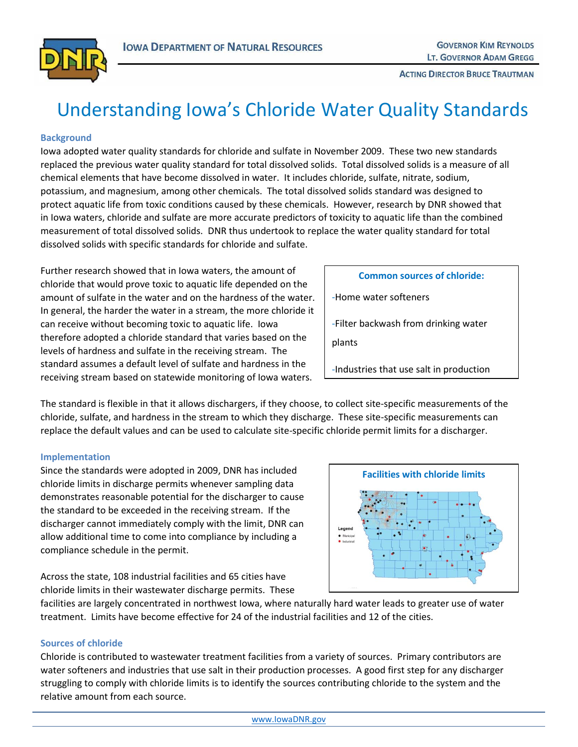# Understanding Iowa's Chloride Water Quality Standards

### Background

Iowa adopted water quality standards for chloride and sulfate in November 2009. These two new standards replaced the previous water quality standard for total dissolved solids. Total dissolved solids is a measure of all chemical elements that have become dissolved in water. It includes chloride, sulfate, nitrate, sodium, potassium, and magnesium, among other chemicals. The total dissolved solids standard was designed to protect aquatic life from toxic conditions caused by these chemicals. However, research by DNR showed that in Iowa waters, chloride and sulfate are more accurate predictors of toxicity to aquatic life than the combined measurement of total dissolved solids. DNR thus undertook to replace the water quality standard for total dissolved solids with specific standards for chloride and sulfate.

Further research showed that in Iowa waters, the amount of chloride that would prove toxic to aquatic life depended on the amount of sulfate in the water and on the hardness of the water. In general, the harder the water in a stream, the more chloride it can receive without becoming toxic to aquatic life. Iowa therefore adopted a chloride standard that varies based on the levels of hardness and sulfate in the receiving stream. The standard assumes a default level of sulfate and hardness in the receiving stream based on statewide monitoring of Iowa waters.

**Common sources of chloride:**

- Home water softeners
- Filter backwash from drinking water plants
- Industries that use salt in production

The standard is flexible in that it allows dischargers, if they choose, to collect site-specific measurements of the chloride, sulfate, and hardness in the stream to which they discharge. These site-specific measurements can replace the default values and can be used to calculate site-specific chloride permit limits for a discharger.

### Implementation

Since the standards were adopted in 2009, DNR has included chloride limits in discharge permits whenever sampling data demonstrates reasonable potential for the discharger to cause the standard to be exceeded in the receiving stream. If the discharger cannot immediately comply with the limit, DNR can allow additional time to come into compliance by including a compliance schedule in the permit.

**Facilities with chloride limits**

Legend: Municipal, Industrial

Across the state, 108 industrial facilities and 65 cities have chloride limits in their wastewater discharge permits. These facilities are largely concentrated in northwest Iowa, where naturally hard water leads to greater use of water treatment. Limits have become effective for 24 of the industrial facilities and 12 of the cities.

### Sources of chloride

Chloride is contributed to wastewater treatment facilities from a variety of sources. Primary contributors are water softeners and industries that use salt in their production processes. A good first step for any discharger struggling to comply with chloride limits is to identify the sources contributing chloride to the system and the relative amount from each source.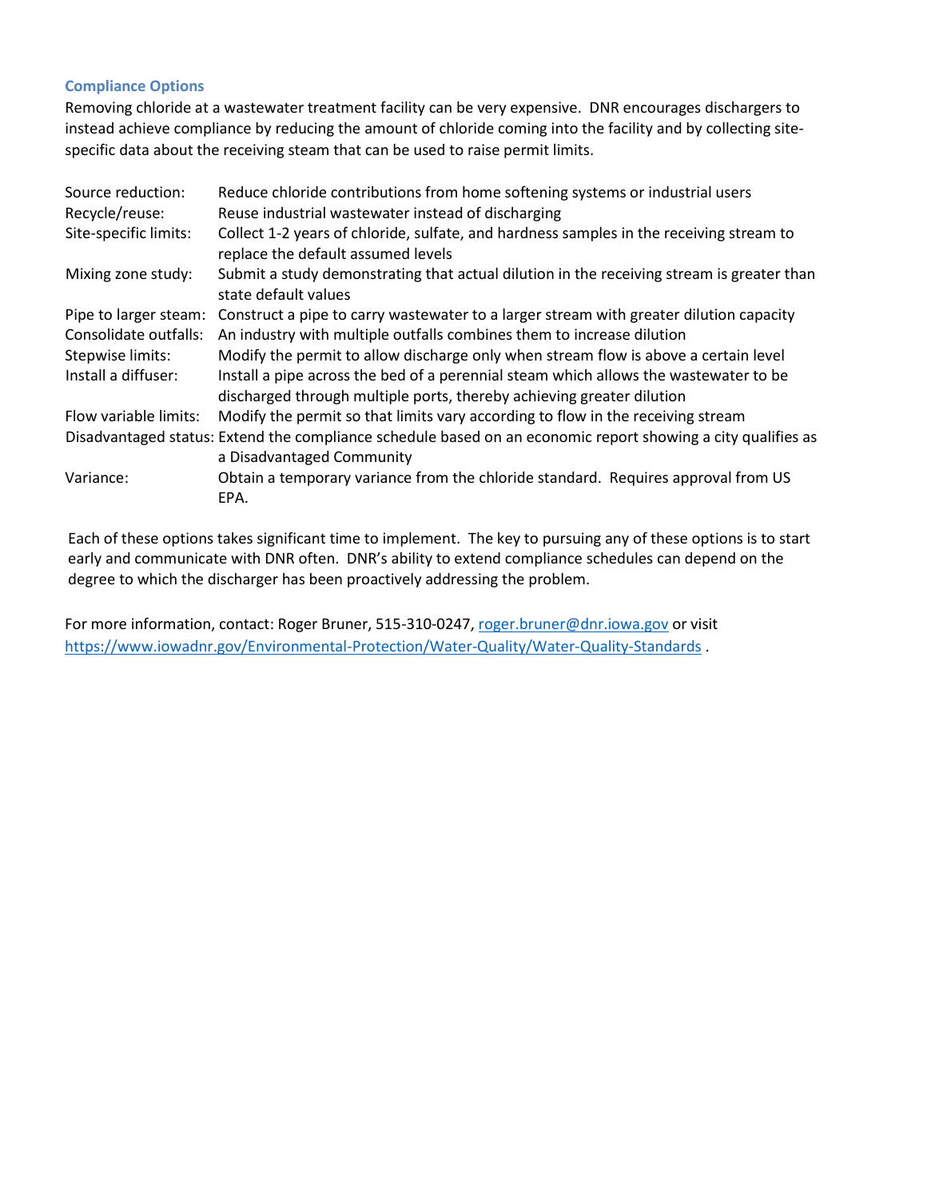### Compliance Options

Removing chloride at a wastewater treatment facility can be very expensive. DNR encourages dischargers to instead achieve compliance by reducing the amount of chloride coming into the facility and by collecting site-specific data about the receiving steam that can be used to raise permit limits.

| | |
|---|---|
| Source reduction: | Reduce chloride contributions from home softening systems or industrial users |
| Recycle/reuse: | Reuse industrial wastewater instead of discharging |
| Site-specific limits: | Collect 1-2 years of chloride, sulfate, and hardness samples in the receiving stream to replace the default assumed levels |
| Mixing zone study: | Submit a study demonstrating that actual dilution in the receiving stream is greater than state default values |
| Pipe to larger steam: | Construct a pipe to carry wastewater to a larger stream with greater dilution capacity |
| Consolidate outfalls: | An industry with multiple outfalls combines them to increase dilution |
| Stepwise limits: | Modify the permit to allow discharge only when stream flow is above a certain level |
| Install a diffuser: | Install a pipe across the bed of a perennial steam which allows the wastewater to be discharged through multiple ports, thereby achieving greater dilution |
| Flow variable limits: | Modify the permit so that limits vary according to flow in the receiving stream |
| Disadvantaged status: | Extend the compliance schedule based on an economic report showing a city qualifies as a Disadvantaged Community |
| Variance: | Obtain a temporary variance from the chloride standard. Requires approval from US EPA. |

Each of these options takes significant time to implement. The key to pursuing any of these options is to start early and communicate with DNR often. DNR's ability to extend compliance schedules can depend on the degree to which the discharger has been proactively addressing the problem.

For more information, contact: Roger Bruner, 515-310-0247, roger.bruner@dnr.iowa.gov or visit https://www.iowadnr.gov/Environmental-Protection/Water-Quality/Water-Quality-Standards .